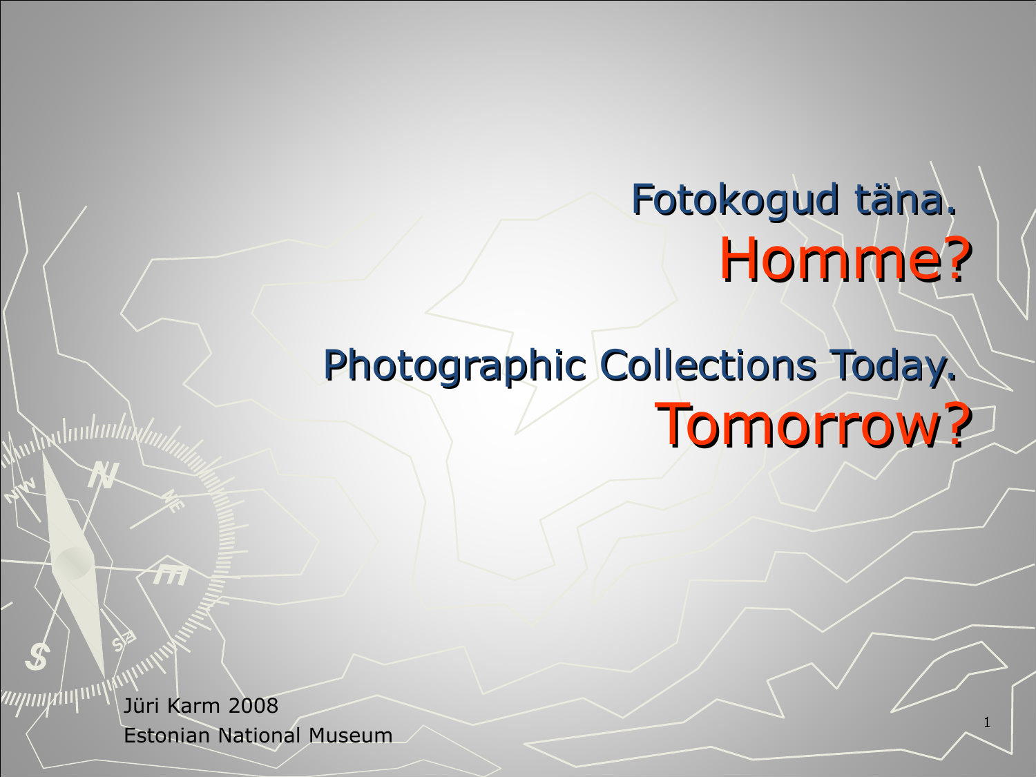# Fotokogud täna.
# Homme?

# Photographic Collections Today.
# Tomorrow?

Jüri Karm 2008
Estonian National Museum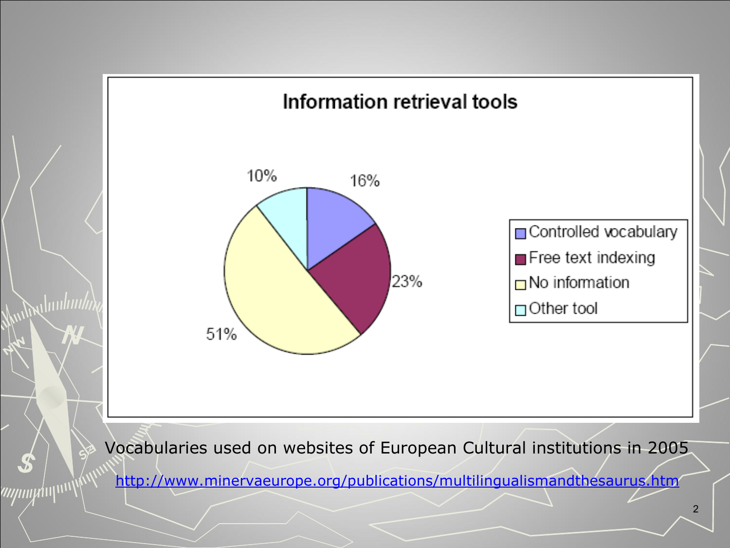## Information retrieval tools

| Tool | Percentage |
|---|---|
| Controlled vocabulary | 16% |
| Free text indexing | 23% |
| No information | 51% |
| Other tool | 10% |

Vocabularies used on websites of European Cultural institutions in 2005

http://www.minervaeurope.org/publications/multilingualismandthesaurus.htm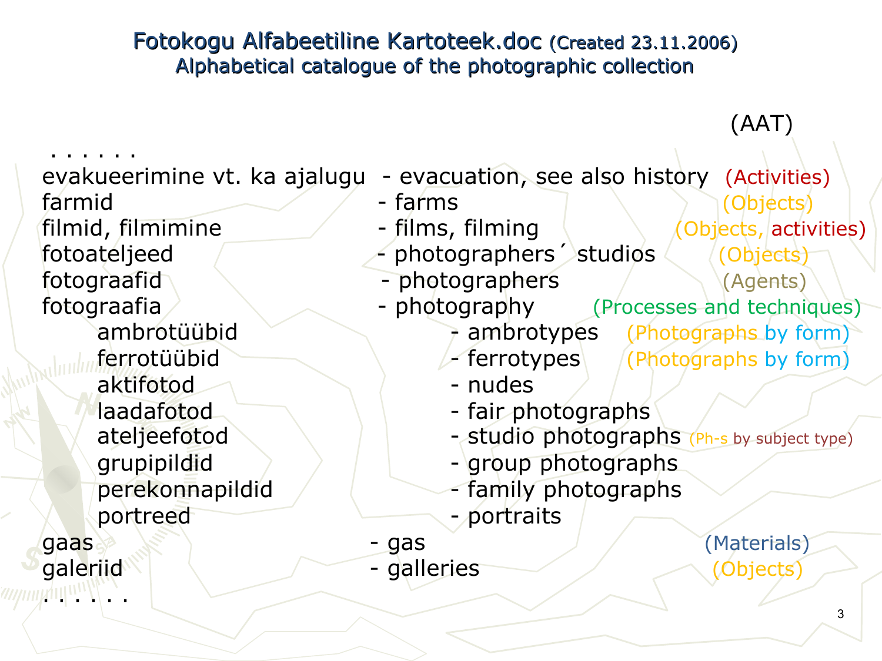# Fotokogu Alfabeetiline Kartoteek.doc (Created 23.11.2006)
## Alphabetical catalogue of the photographic collection

| | | (AAT) |
|---|---|---|
| . . . . . . | | |
| evakueerimine vt. ka ajalugu | - evacuation, see also history | (Activities) |
| farmid | - farms | (Objects) |
| filmid, filmimine | - films, filming | (Objects, activities) |
| fotoateljeed | - photographers´ studios | (Objects) |
| fotograafid | - photographers | (Agents) |
| fotograafia | - photography | (Processes and techniques) |
| ambrotüübid | - ambrotypes | (Photographs by form) |
| ferrotüübid | - ferrotypes | (Photographs by form) |
| aktifotod | - nudes | |
| laadafotod | - fair photographs | |
| ateljeefotod | - studio photographs | (Ph-s by subject type) |
| grupipildid | - group photographs | |
| perekonnapildid | - family photographs | |
| portreed | - portraits | |
| gaas | - gas | (Materials) |
| galeriid | - galleries | (Objects) |
| . . . . . . | | |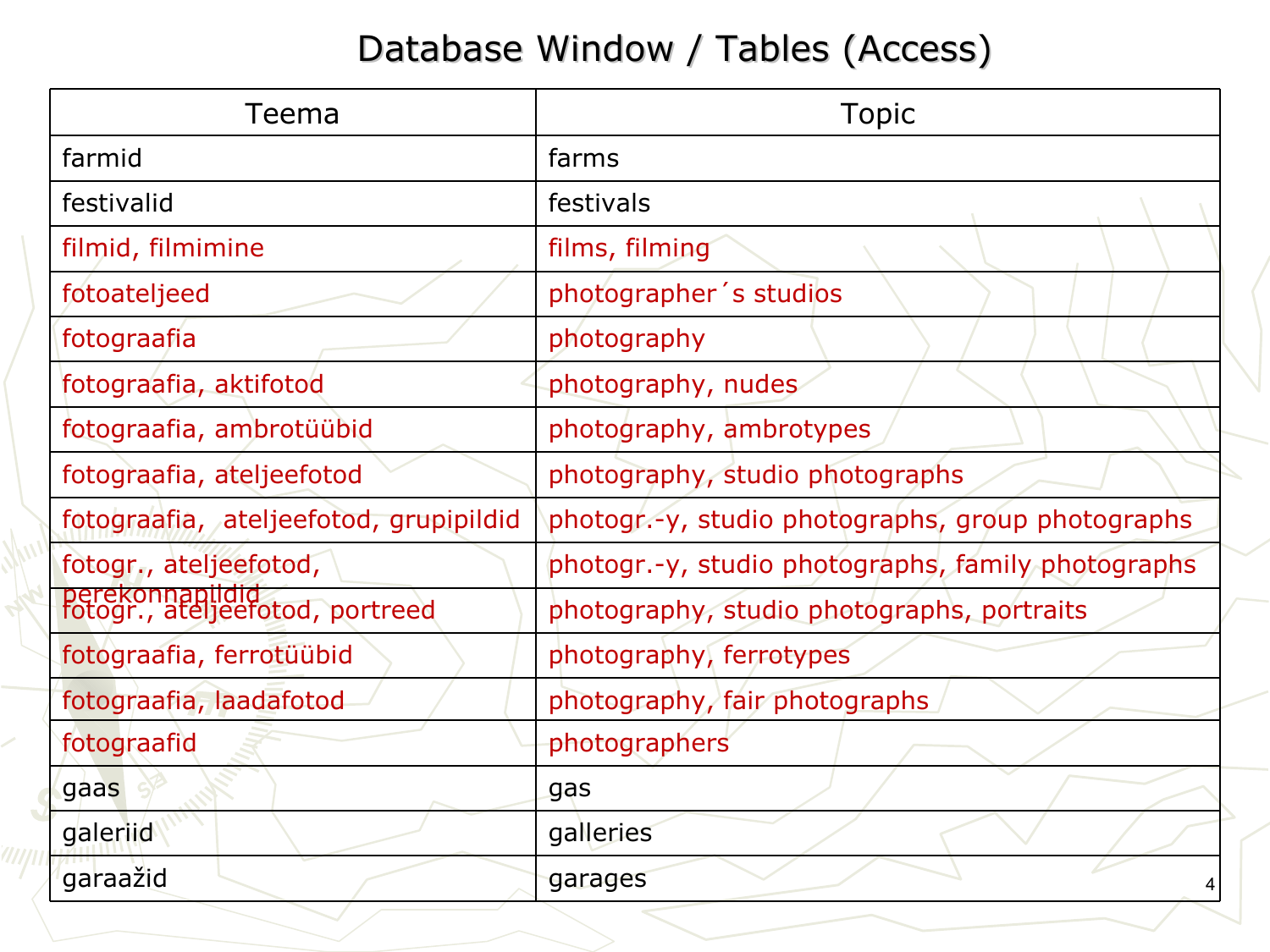# Database Window / Tables (Access)

| Teema | Topic |
|---|---|
| farmid | farms |
| festivalid | festivals |
| filmid, filmimine | films, filming |
| fotoateljeed | photographer´s studios |
| fotograafia | photography |
| fotograafia, aktifotod | photography, nudes |
| fotograafia, ambrotüübid | photography, ambrotypes |
| fotograafia, ateljeefotod | photography, studio photographs |
| fotograafia,  ateljeefotod, grupipildid | photogr.-y, studio photographs, group photographs |
| fotogr., ateljeefotod, perekonnapildid | photogr.-y, studio photographs, family photographs |
| fotogr., ateljeefotod, portreed | photography, studio photographs, portraits |
| fotograafia, ferrotüübid | photography, ferrotypes |
| fotograafia, laadafotod | photography, fair photographs |
| fotograafid | photographers |
| gaas | gas |
| galeriid | galleries |
| garaažid | garages |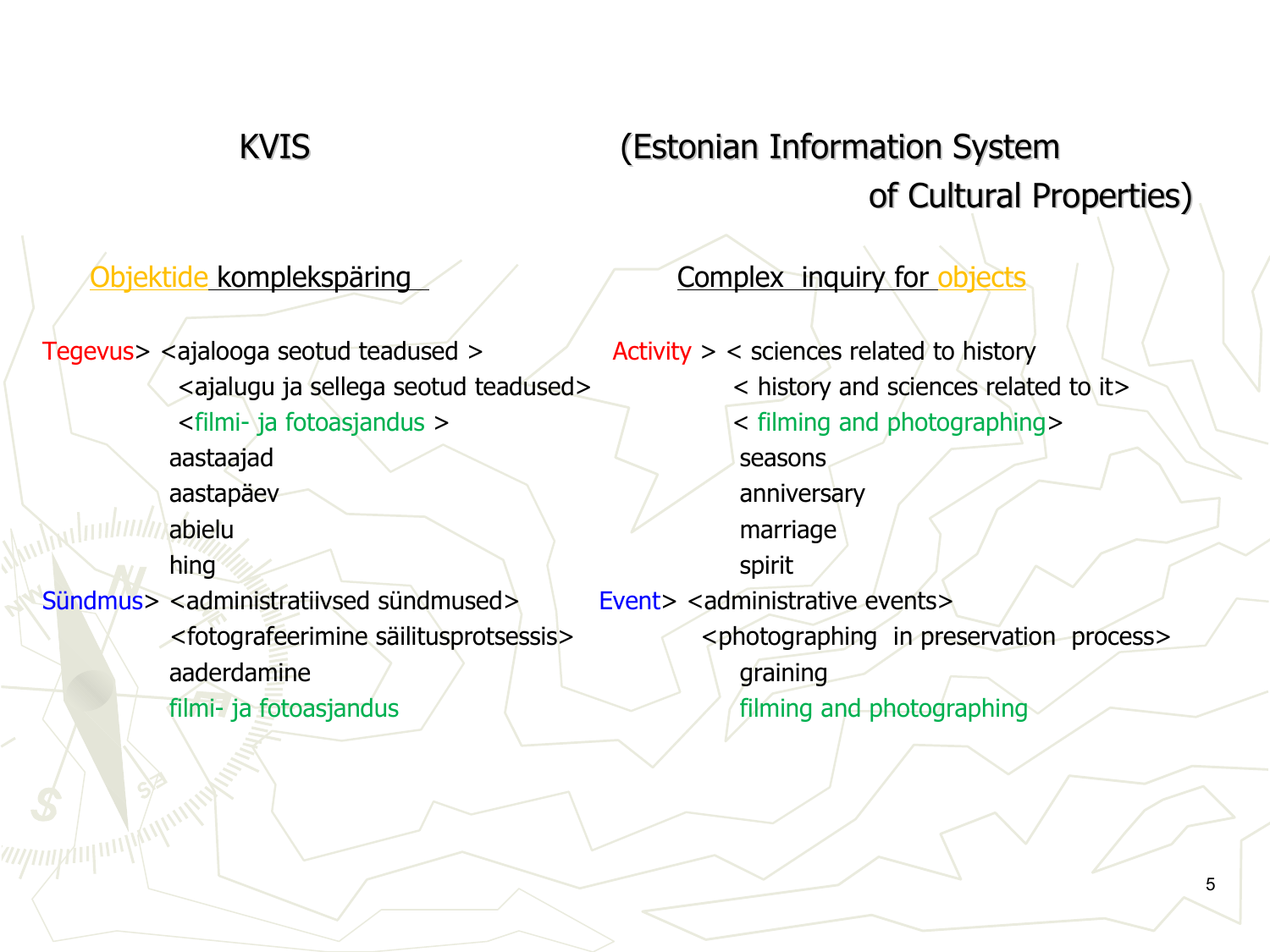# KVIS (Estonian Information System of Cultural Properties)

| Objektide komplekspäring | Complex inquiry for objects |
|---|---|
| Tegevus> <ajalooga seotud teadused > | Activity > < sciences related to history |
| <ajalugu ja sellega seotud teadused> | < history and sciences related to it> |
| <filmi- ja fotoasjandus > | < filming and photographing> |
| aastaajad | seasons |
| aastapäev | anniversary |
| abielu | marriage |
| hing | spirit |
| Sündmus> <administratiivsed sündmused> | Event> <administrative events> |
| <fotografeerimine säilitusprotsessis> | <photographing in preservation process> |
| aaderdamine | graining |
| filmi- ja fotoasjandus | filming and photographing |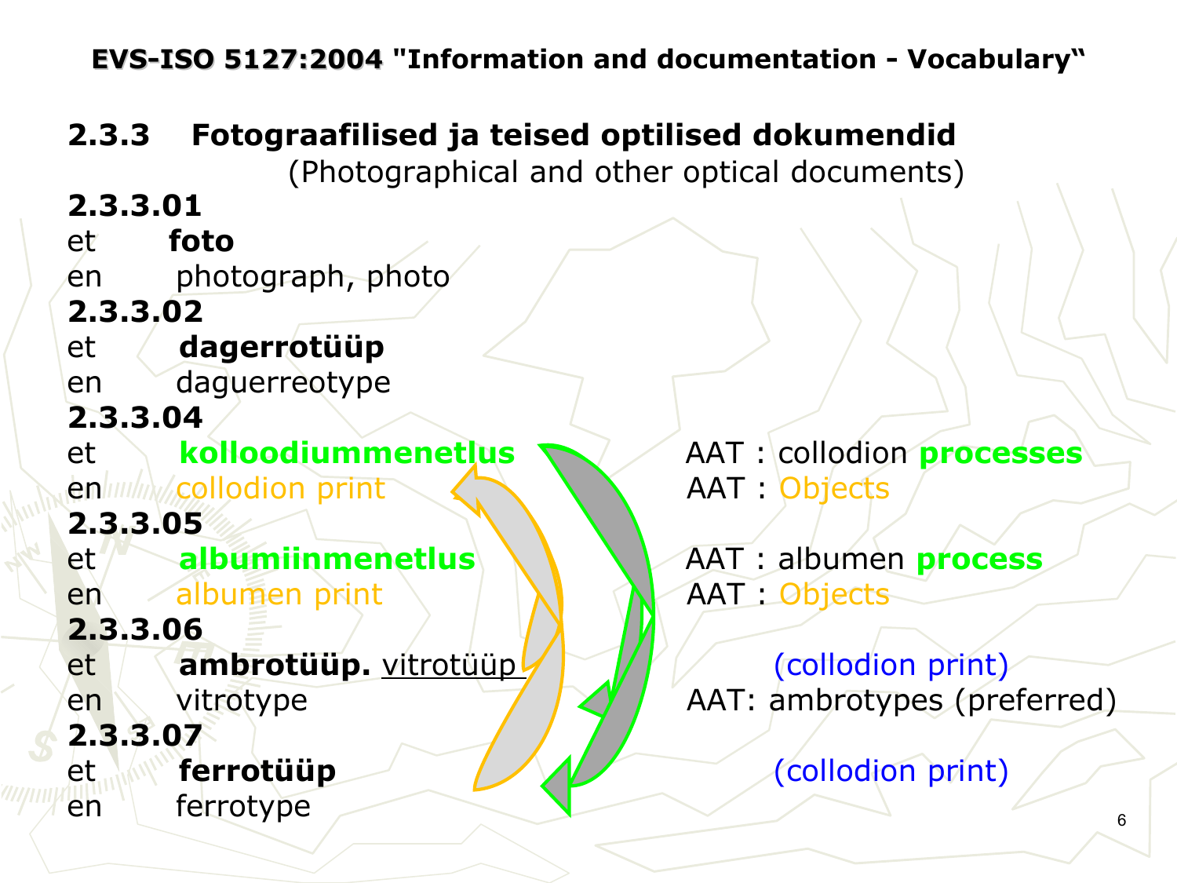## EVS-ISO 5127:2004 "Information and documentation - Vocabulary"

### 2.3.3 Fotograafilised ja teised optilised dokumendid

(Photographical and other optical documents)

**2.3.3.01**

et **foto**

en photograph, photo

**2.3.3.02**

et **dagerrotüüp**

en daguerreotype

**2.3.3.04**

et **kolloodiummenetlus** — AAT : collodion **processes**

en collodion print — AAT : Objects

**2.3.3.05**

et **albumiinmenetlus** — AAT : albumen **process**

en albumen print — AAT : Objects

**2.3.3.06**

et **ambrotüüp.** vitrotüüp — (collodion print)

en vitrotype — AAT: ambrotypes (preferred)

**2.3.3.07**

et **ferrotüüp** — (collodion print)

en ferrotype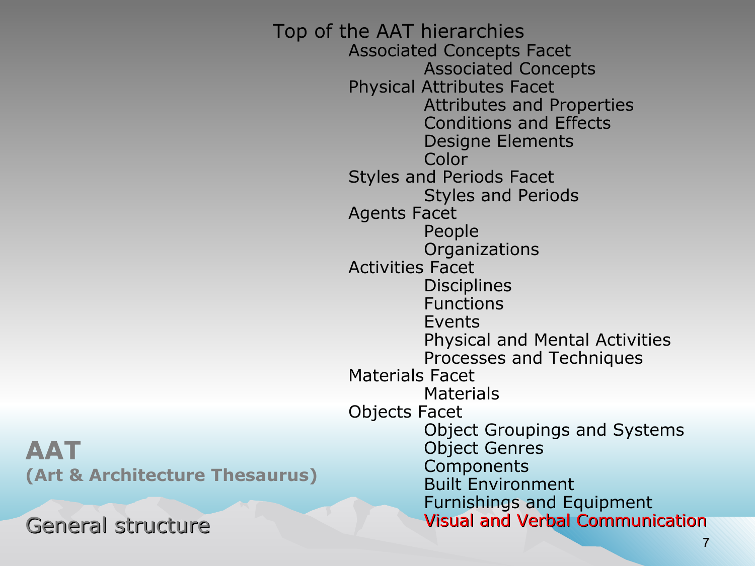# AAT

**(Art & Architecture Thesaurus)**

## General structure

Top of the AAT hierarchies

- Associated Concepts Facet
  - Associated Concepts
- Physical Attributes Facet
  - Attributes and Properties
  - Conditions and Effects
  - Designe Elements
  - Color
- Styles and Periods Facet
  - Styles and Periods
- Agents Facet
  - People
  - Organizations
- Activities Facet
  - Disciplines
  - Functions
  - Events
  - Physical and Mental Activities
  - Processes and Techniques
- Materials Facet
  - Materials
- Objects Facet
  - Object Groupings and Systems
  - Object Genres
  - Components
  - Built Environment
  - Furnishings and Equipment
  - Visual and Verbal Communication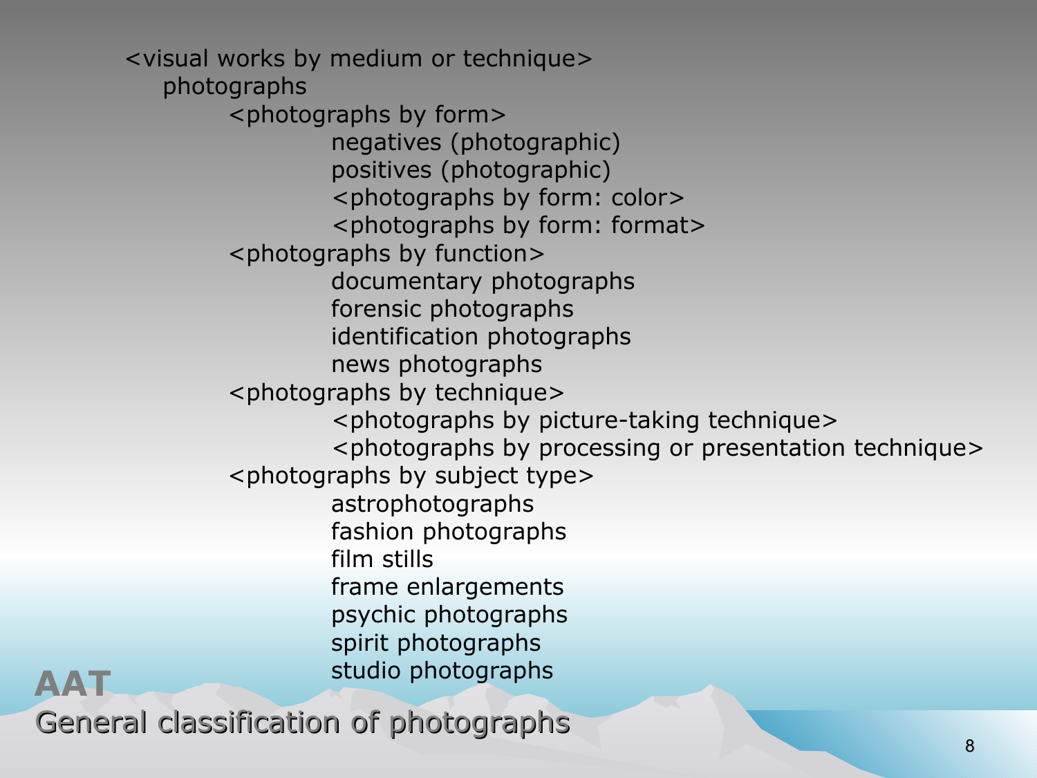## AAT

### General classification of photographs

- <visual works by medium or technique>
  - photographs
    - <photographs by form>
      - negatives (photographic)
      - positives (photographic)
      - <photographs by form: color>
      - <photographs by form: format>
    - <photographs by function>
      - documentary photographs
      - forensic photographs
      - identification photographs
      - news photographs
    - <photographs by technique>
      - <photographs by picture-taking technique>
      - <photographs by processing or presentation technique>
    - <photographs by subject type>
      - astrophotographs
      - fashion photographs
      - film stills
      - frame enlargements
      - psychic photographs
      - spirit photographs
      - studio photographs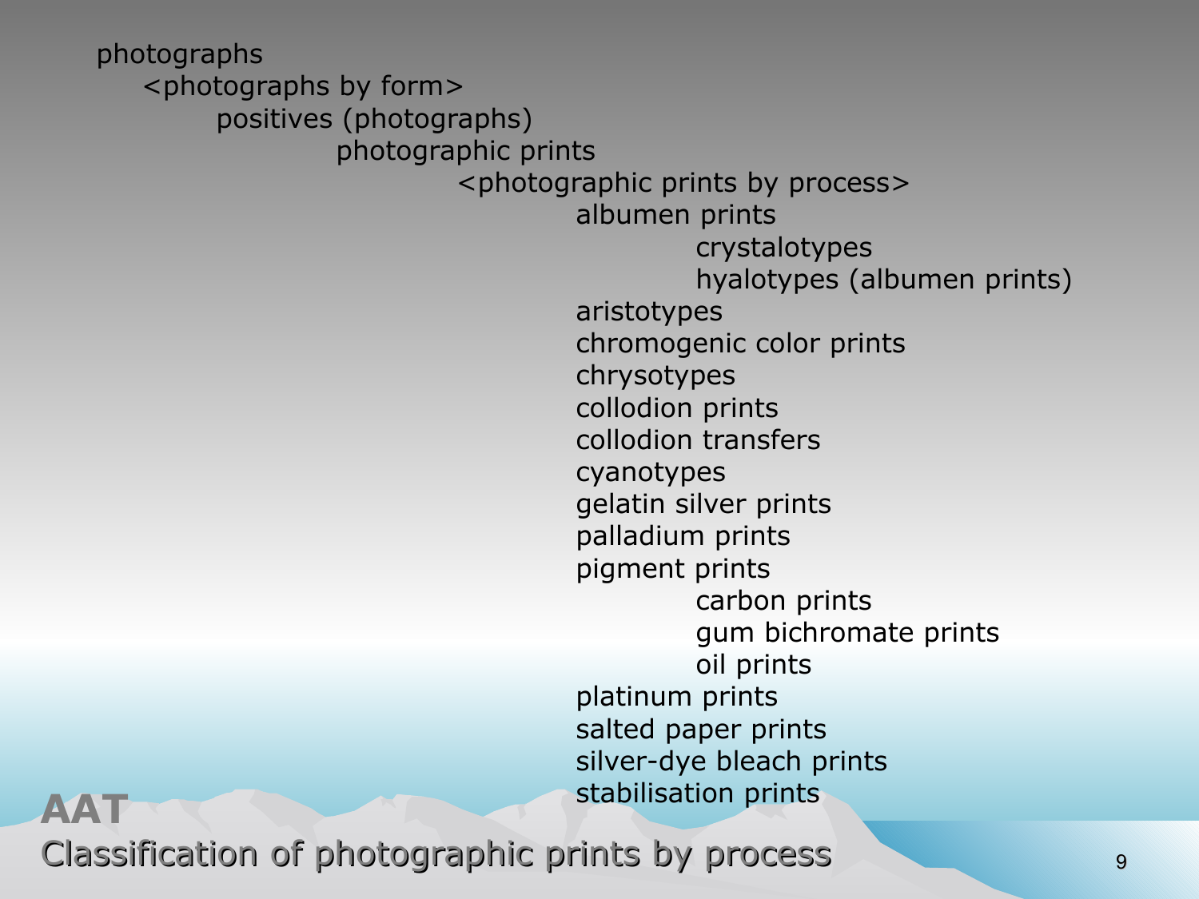## AAT

## Classification of photographic prints by process

- photographs
  - <photographs by form>
    - positives (photographs)
      - photographic prints
        - <photographic prints by process>
          - albumen prints
            - crystalotypes
            - hyalotypes (albumen prints)
          - aristotypes
          - chromogenic color prints
          - chrysotypes
          - collodion prints
          - collodion transfers
          - cyanotypes
          - gelatin silver prints
          - palladium prints
          - pigment prints
            - carbon prints
            - gum bichromate prints
            - oil prints
          - platinum prints
          - salted paper prints
          - silver-dye bleach prints
          - stabilisation prints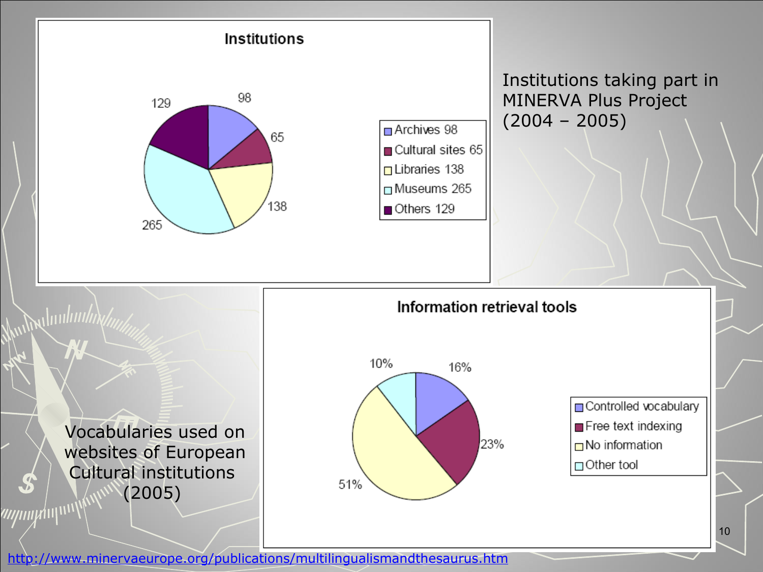Institutions taking part in MINERVA Plus Project (2004 – 2005)

**Institutions**

| Category | Count |
|---|---|
| Archives | 98 |
| Cultural sites | 65 |
| Libraries | 138 |
| Museums | 265 |
| Others | 129 |

Vocabularies used on websites of European Cultural institutions (2005)

**Information retrieval tools**

| Tool | Percentage |
|---|---|
| Controlled vocabulary | 16% |
| Free text indexing | 23% |
| No information | 51% |
| Other tool | 10% |

http://www.minervaeurope.org/publications/multilingualismandthesaurus.htm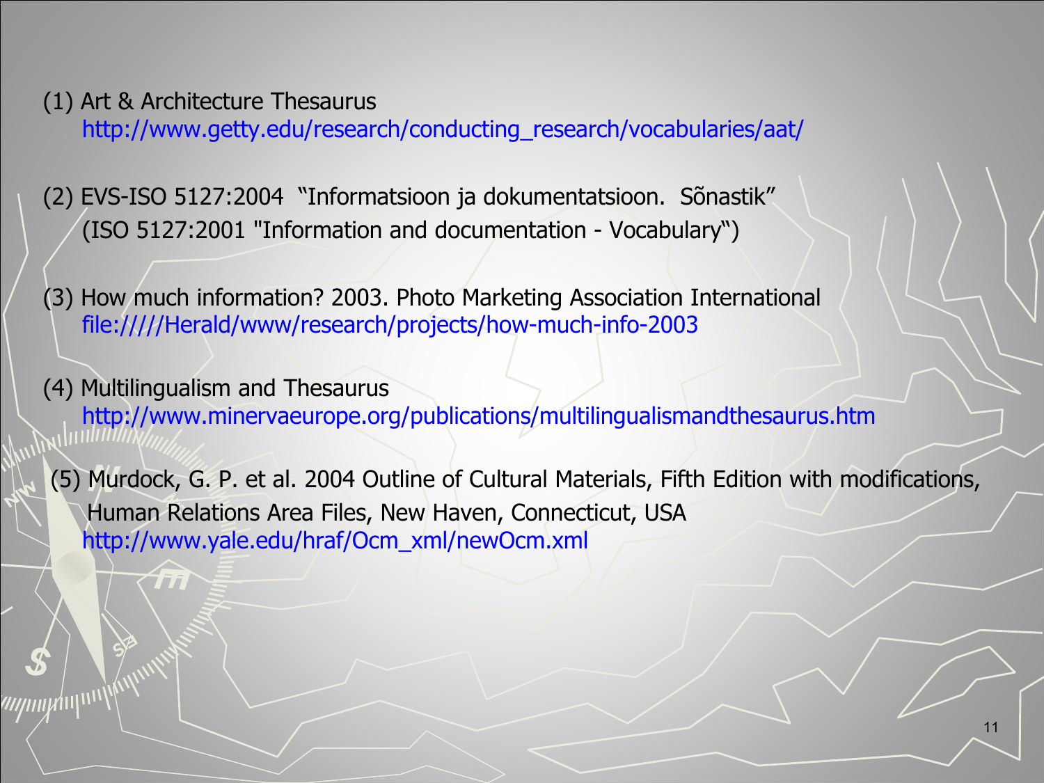(1) Art & Architecture Thesaurus
http://www.getty.edu/research/conducting_research/vocabularies/aat/

(2) EVS-ISO 5127:2004 “Informatsioon ja dokumentatsioon. Sõnastik”
(ISO 5127:2001 "Information and documentation - Vocabulary“)

(3) How much information? 2003. Photo Marketing Association International
file://///Herald/www/research/projects/how-much-info-2003

(4) Multilingualism and Thesaurus
http://www.minervaeurope.org/publications/multilingualismandthesaurus.htm

(5) Murdock, G. P. et al. 2004 Outline of Cultural Materials, Fifth Edition with modifications, Human Relations Area Files, New Haven, Connecticut, USA
http://www.yale.edu/hraf/Ocm_xml/newOcm.xml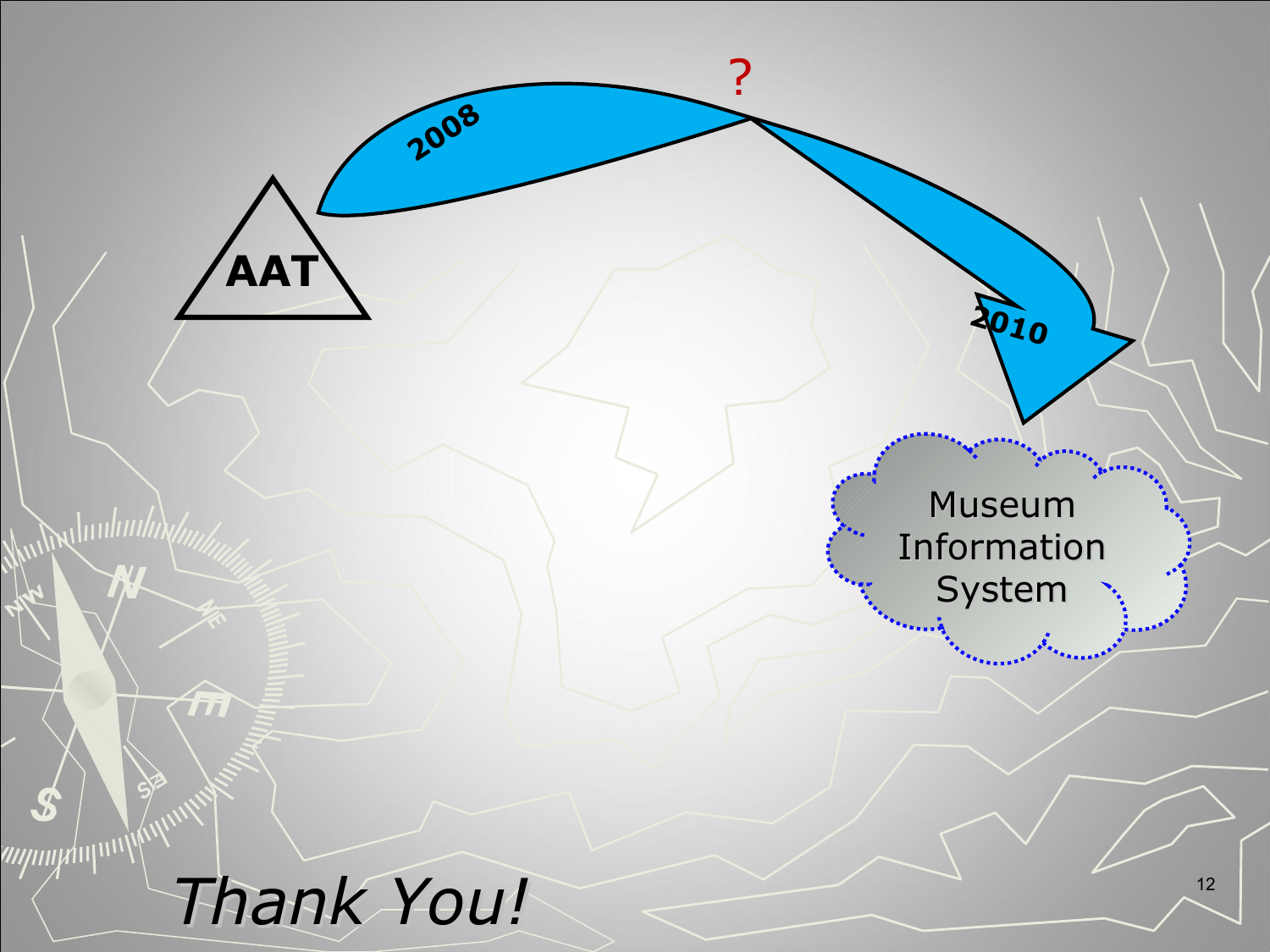AAT

2008

?

2010

Museum Information System

*Thank You!*